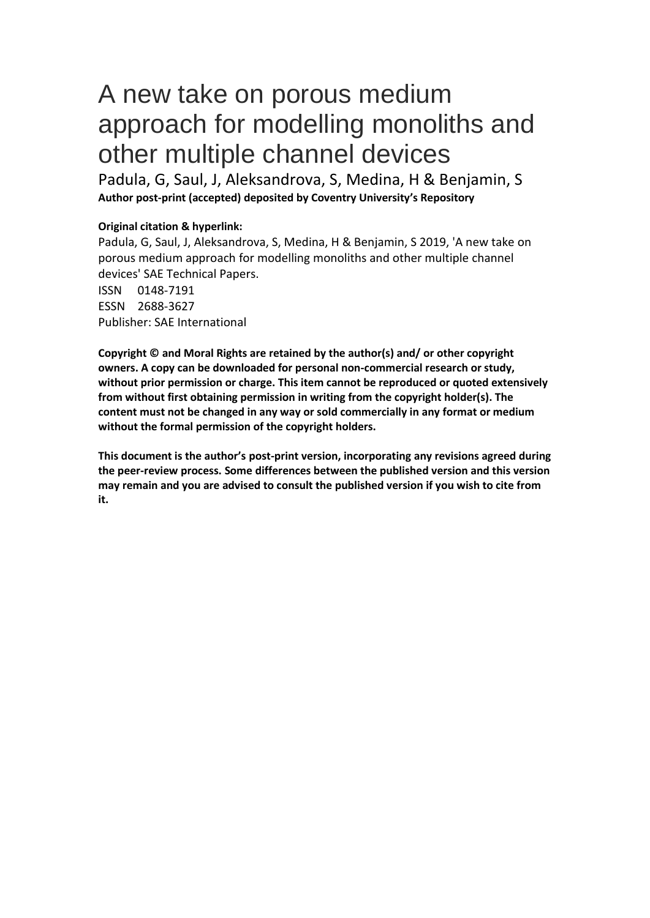# A new take on porous medium approach for modelling monoliths and other multiple channel devices

Padula, G, Saul, J, Aleksandrova, S, Medina, H & Benjamin, S

**Author post-print (accepted) deposited by Coventry University's Repository**

**Original citation & hyperlink:**

Padula, G, Saul, J, Aleksandrova, S, Medina, H & Benjamin, S 2019, 'A new take on porous medium approach for modelling monoliths and other multiple channel devices' SAE Technical Papers.

ISSN 0148-7191

ESSN 2688-3627

Publisher: SAE International

**Copyright © and Moral Rights are retained by the author(s) and/ or other copyright owners. A copy can be downloaded for personal non-commercial research or study, without prior permission or charge. This item cannot be reproduced or quoted extensively from without first obtaining permission in writing from the copyright holder(s). The content must not be changed in any way or sold commercially in any format or medium without the formal permission of the copyright holders.**

**This document is the author's post-print version, incorporating any revisions agreed during the peer-review process. Some differences between the published version and this version may remain and you are advised to consult the published version if you wish to cite from it.**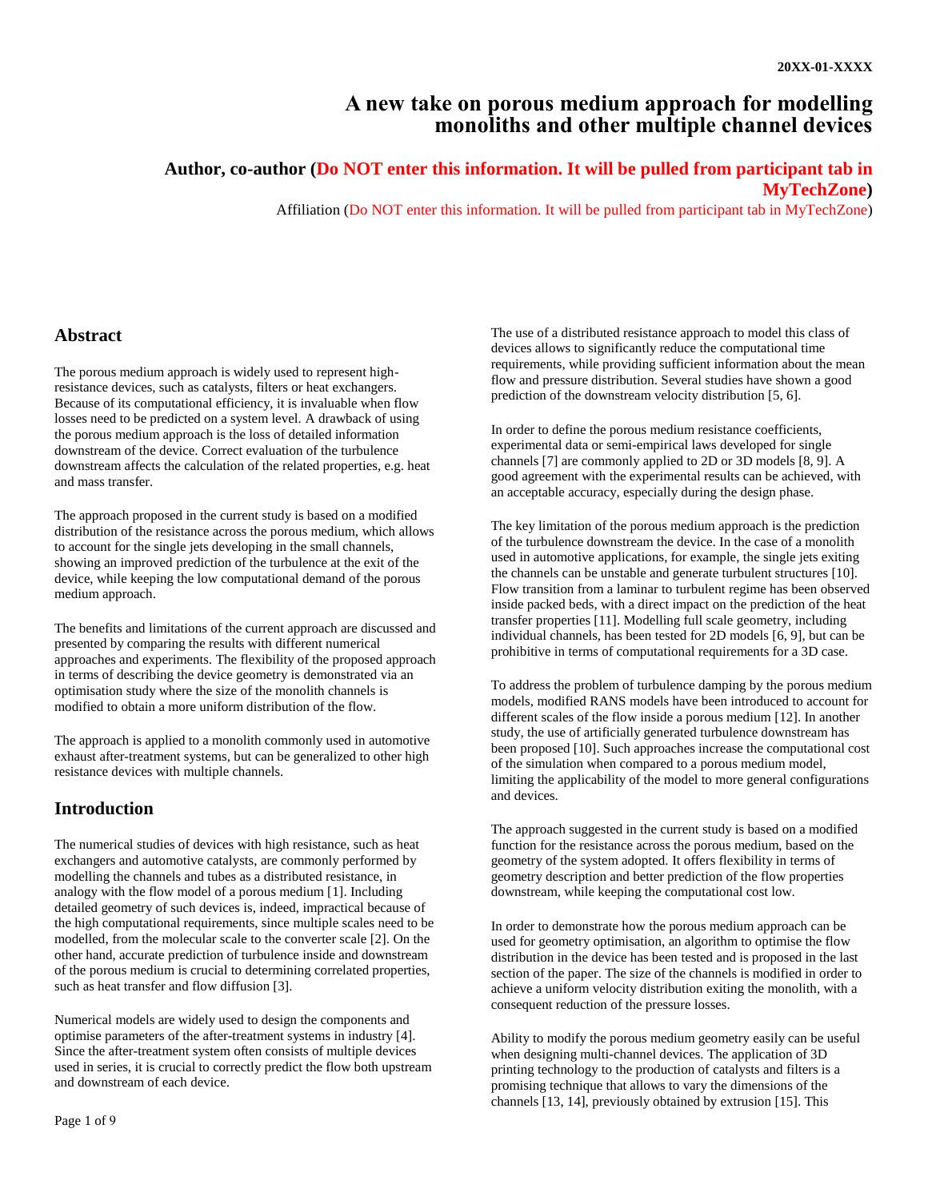20XX-01-XXXX

# A new take on porous medium approach for modelling monoliths and other multiple channel devices

**Author, co-author (Do NOT enter this information. It will be pulled from participant tab in MyTechZone)**

Affiliation (Do NOT enter this information. It will be pulled from participant tab in MyTechZone)

## Abstract

The porous medium approach is widely used to represent high-resistance devices, such as catalysts, filters or heat exchangers. Because of its computational efficiency, it is invaluable when flow losses need to be predicted on a system level. A drawback of using the porous medium approach is the loss of detailed information downstream of the device. Correct evaluation of the turbulence downstream affects the calculation of the related properties, e.g. heat and mass transfer.

The approach proposed in the current study is based on a modified distribution of the resistance across the porous medium, which allows to account for the single jets developing in the small channels, showing an improved prediction of the turbulence at the exit of the device, while keeping the low computational demand of the porous medium approach.

The benefits and limitations of the current approach are discussed and presented by comparing the results with different numerical approaches and experiments. The flexibility of the proposed approach in terms of describing the device geometry is demonstrated via an optimisation study where the size of the monolith channels is modified to obtain a more uniform distribution of the flow.

The approach is applied to a monolith commonly used in automotive exhaust after-treatment systems, but can be generalized to other high resistance devices with multiple channels.

## Introduction

The numerical studies of devices with high resistance, such as heat exchangers and automotive catalysts, are commonly performed by modelling the channels and tubes as a distributed resistance, in analogy with the flow model of a porous medium [1]. Including detailed geometry of such devices is, indeed, impractical because of the high computational requirements, since multiple scales need to be modelled, from the molecular scale to the converter scale [2]. On the other hand, accurate prediction of turbulence inside and downstream of the porous medium is crucial to determining correlated properties, such as heat transfer and flow diffusion [3].

Numerical models are widely used to design the components and optimise parameters of the after-treatment systems in industry [4]. Since the after-treatment system often consists of multiple devices used in series, it is crucial to correctly predict the flow both upstream and downstream of each device.

The use of a distributed resistance approach to model this class of devices allows to significantly reduce the computational time requirements, while providing sufficient information about the mean flow and pressure distribution. Several studies have shown a good prediction of the downstream velocity distribution [5, 6].

In order to define the porous medium resistance coefficients, experimental data or semi-empirical laws developed for single channels [7] are commonly applied to 2D or 3D models [8, 9]. A good agreement with the experimental results can be achieved, with an acceptable accuracy, especially during the design phase.

The key limitation of the porous medium approach is the prediction of the turbulence downstream the device. In the case of a monolith used in automotive applications, for example, the single jets exiting the channels can be unstable and generate turbulent structures [10]. Flow transition from a laminar to turbulent regime has been observed inside packed beds, with a direct impact on the prediction of the heat transfer properties [11]. Modelling full scale geometry, including individual channels, has been tested for 2D models [6, 9], but can be prohibitive in terms of computational requirements for a 3D case.

To address the problem of turbulence damping by the porous medium models, modified RANS models have been introduced to account for different scales of the flow inside a porous medium [12]. In another study, the use of artificially generated turbulence downstream has been proposed [10]. Such approaches increase the computational cost of the simulation when compared to a porous medium model, limiting the applicability of the model to more general configurations and devices.

The approach suggested in the current study is based on a modified function for the resistance across the porous medium, based on the geometry of the system adopted. It offers flexibility in terms of geometry description and better prediction of the flow properties downstream, while keeping the computational cost low.

In order to demonstrate how the porous medium approach can be used for geometry optimisation, an algorithm to optimise the flow distribution in the device has been tested and is proposed in the last section of the paper. The size of the channels is modified in order to achieve a uniform velocity distribution exiting the monolith, with a consequent reduction of the pressure losses.

Ability to modify the porous medium geometry easily can be useful when designing multi-channel devices. The application of 3D printing technology to the production of catalysts and filters is a promising technique that allows to vary the dimensions of the channels [13, 14], previously obtained by extrusion [15]. This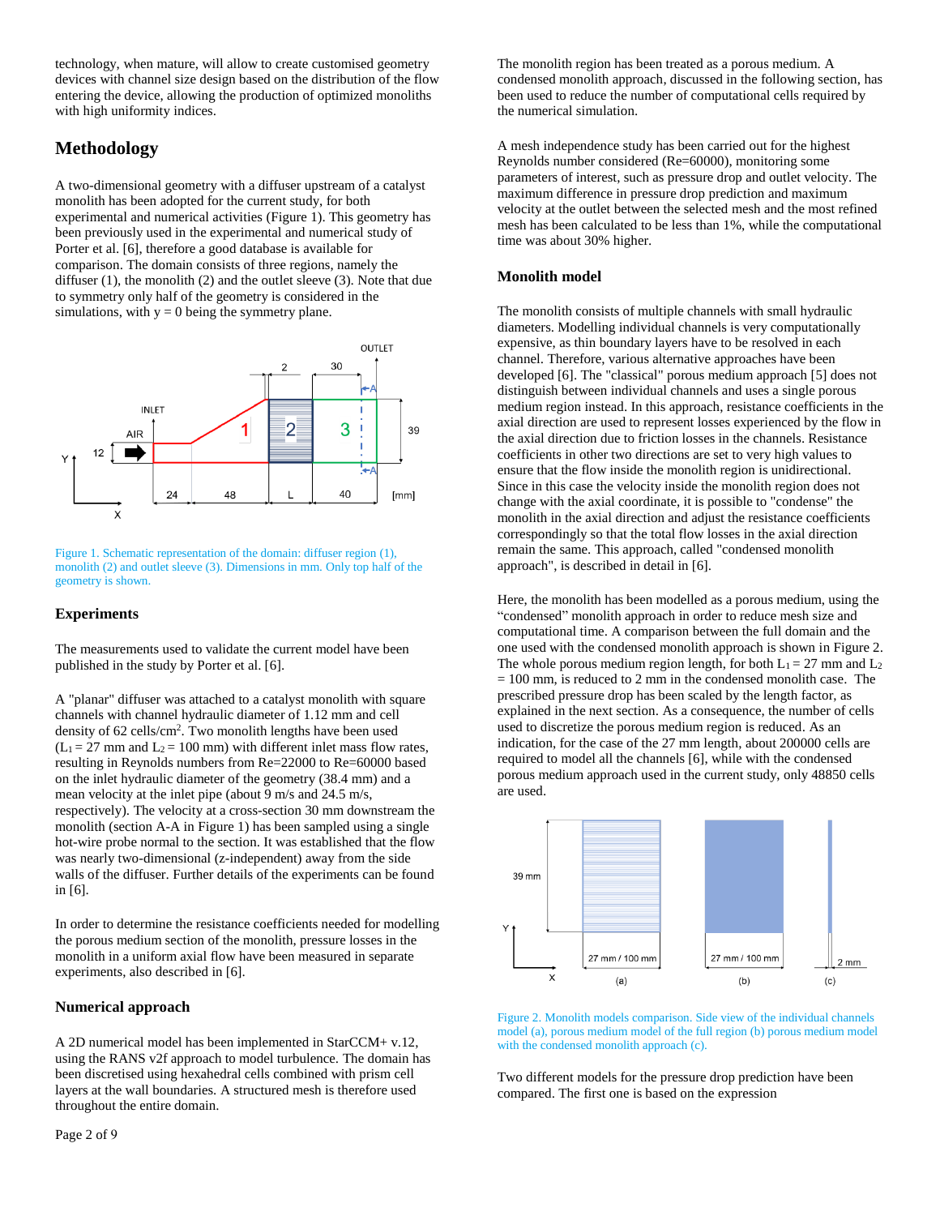technology, when mature, will allow to create customised geometry devices with channel size design based on the distribution of the flow entering the device, allowing the production of optimized monoliths with high uniformity indices.

## Methodology

A two-dimensional geometry with a diffuser upstream of a catalyst monolith has been adopted for the current study, for both experimental and numerical activities (Figure 1). This geometry has been previously used in the experimental and numerical study of Porter et al. [6], therefore a good database is available for comparison. The domain consists of three regions, namely the diffuser (1), the monolith (2) and the outlet sleeve (3). Note that due to symmetry only half of the geometry is considered in the simulations, with y = 0 being the symmetry plane.

Figure 1. Schematic representation of the domain: diffuser region (1), monolith (2) and outlet sleeve (3). Dimensions in mm. Only top half of the geometry is shown.

### Experiments

The measurements used to validate the current model have been published in the study by Porter et al. [6].

A "planar" diffuser was attached to a catalyst monolith with square channels with channel hydraulic diameter of 1.12 mm and cell density of 62 cells/cm$^2$. Two monolith lengths have been used ($L_1$ = 27 mm and $L_2$ = 100 mm) with different inlet mass flow rates, resulting in Reynolds numbers from Re=22000 to Re=60000 based on the inlet hydraulic diameter of the geometry (38.4 mm) and a mean velocity at the inlet pipe (about 9 m/s and 24.5 m/s, respectively). The velocity at a cross-section 30 mm downstream the monolith (section A-A in Figure 1) has been sampled using a single hot-wire probe normal to the section. It was established that the flow was nearly two-dimensional (z-independent) away from the side walls of the diffuser. Further details of the experiments can be found in [6].

In order to determine the resistance coefficients needed for modelling the porous medium section of the monolith, pressure losses in the monolith in a uniform axial flow have been measured in separate experiments, also described in [6].

### Numerical approach

A 2D numerical model has been implemented in StarCCM+ v.12, using the RANS v2f approach to model turbulence. The domain has been discretised using hexahedral cells combined with prism cell layers at the wall boundaries. A structured mesh is therefore used throughout the entire domain.

The monolith region has been treated as a porous medium. A condensed monolith approach, discussed in the following section, has been used to reduce the number of computational cells required by the numerical simulation.

A mesh independence study has been carried out for the highest Reynolds number considered (Re=60000), monitoring some parameters of interest, such as pressure drop and outlet velocity. The maximum difference in pressure drop prediction and maximum velocity at the outlet between the selected mesh and the most refined mesh has been calculated to be less than 1%, while the computational time was about 30% higher.

### Monolith model

The monolith consists of multiple channels with small hydraulic diameters. Modelling individual channels is very computationally expensive, as thin boundary layers have to be resolved in each channel. Therefore, various alternative approaches have been developed [6]. The "classical" porous medium approach [5] does not distinguish between individual channels and uses a single porous medium region instead. In this approach, resistance coefficients in the axial direction are used to represent losses experienced by the flow in the axial direction due to friction losses in the channels. Resistance coefficients in other two directions are set to very high values to ensure that the flow inside the monolith region is unidirectional. Since in this case the velocity inside the monolith region does not change with the axial coordinate, it is possible to "condense" the monolith in the axial direction and adjust the resistance coefficients correspondingly so that the total flow losses in the axial direction remain the same. This approach, called "condensed monolith approach", is described in detail in [6].

Here, the monolith has been modelled as a porous medium, using the "condensed" monolith approach in order to reduce mesh size and computational time. A comparison between the full domain and the one used with the condensed monolith approach is shown in Figure 2. The whole porous medium region length, for both $L_1$ = 27 mm and $L_2$ = 100 mm, is reduced to 2 mm in the condensed monolith case. The prescribed pressure drop has been scaled by the length factor, as explained in the next section. As a consequence, the number of cells used to discretize the porous medium region is reduced. As an indication, for the case of the 27 mm length, about 200000 cells are required to model all the channels [6], while with the condensed porous medium approach used in the current study, only 48850 cells are used.

Figure 2. Monolith models comparison. Side view of the individual channels model (a), porous medium model of the full region (b) porous medium model with the condensed monolith approach (c).

Two different models for the pressure drop prediction have been compared. The first one is based on the expression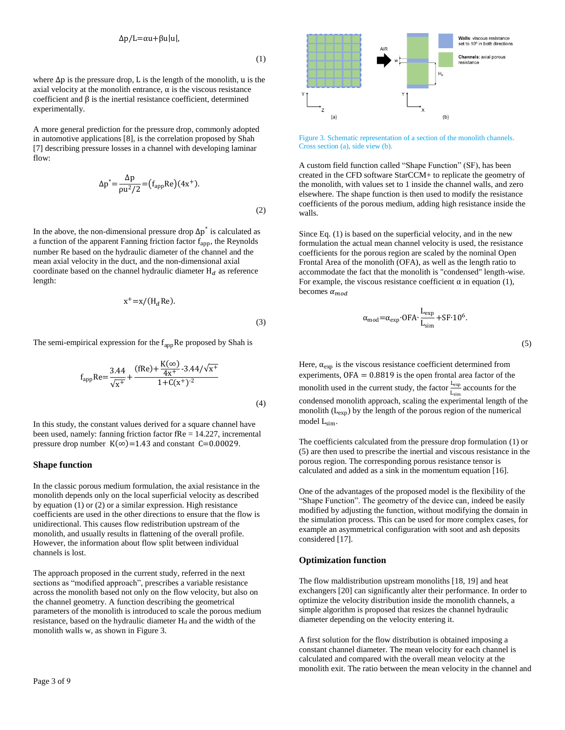$$\Delta p/L=\alpha u+\beta u|u|, \tag{1}$$

where $\Delta p$ is the pressure drop, L is the length of the monolith, u is the axial velocity at the monolith entrance, $\alpha$ is the viscous resistance coefficient and $\beta$ is the inertial resistance coefficient, determined experimentally.

A more general prediction for the pressure drop, commonly adopted in automotive applications [8], is the correlation proposed by Shah [7] describing pressure losses in a channel with developing laminar flow:

$$\Delta p^{*}=\frac{\Delta p}{\rho u^2/2}=(f_{app}Re)(4x^{+}). \tag{2}$$

In the above, the non-dimensional pressure drop $\Delta p^{*}$ is calculated as a function of the apparent Fanning friction factor $f_{app}$, the Reynolds number Re based on the hydraulic diameter of the channel and the mean axial velocity in the duct, and the non-dimensional axial coordinate based on the channel hydraulic diameter $H_d$ as reference length:

$$x^{+}=x/(H_d\,Re). \tag{3}$$

The semi-empirical expression for the $f_{app}Re$ proposed by Shah is

$$f_{app}Re=\frac{3.44}{\sqrt{x^{+}}}+\frac{(fRe)+\frac{K(\infty)}{4x^{+}}-3.44/\sqrt{x^{+}}}{1+C(x^{+})^{-2}} \tag{4}$$

In this study, the constant values derived for a square channel have been used, namely: fanning friction factor fRe = 14.227, incremental pressure drop number $K(\infty)=1.43$ and constant $C=0.00029$.

## Shape function

In the classic porous medium formulation, the axial resistance in the monolith depends only on the local superficial velocity as described by equation (1) or (2) or a similar expression. High resistance coefficients are used in the other directions to ensure that the flow is unidirectional. This causes flow redistribution upstream of the monolith, and usually results in flattening of the overall profile. However, the information about flow split between individual channels is lost.

The approach proposed in the current study, referred in the next sections as "modified approach", prescribes a variable resistance across the monolith based not only on the flow velocity, but also on the channel geometry. A function describing the geometrical parameters of the monolith is introduced to scale the porous medium resistance, based on the hydraulic diameter $H_d$ and the width of the monolith walls w, as shown in Figure 3.

Figure 3. Schematic representation of a section of the monolith channels. Cross section (a), side view (b).

A custom field function called "Shape Function" (SF), has been created in the CFD software StarCCM+ to replicate the geometry of the monolith, with values set to 1 inside the channel walls, and zero elsewhere. The shape function is then used to modify the resistance coefficients of the porous medium, adding high resistance inside the walls.

Since Eq. (1) is based on the superficial velocity, and in the new formulation the actual mean channel velocity is used, the resistance coefficients for the porous region are scaled by the nominal Open Frontal Area of the monolith (OFA), as well as the length ratio to accommodate the fact that the monolith is "condensed" length-wise. For example, the viscous resistance coefficient $\alpha$ in equation (1), becomes $\alpha_{mod}$

$$\alpha_{mod}=\alpha_{exp}\cdot OFA\cdot\frac{L_{exp}}{L_{sim}}+SF\cdot 10^{6}. \tag{5}$$

Here, $\alpha_{exp}$ is the viscous resistance coefficient determined from experiments, OFA = 0.8819 is the open frontal area factor of the monolith used in the current study, the factor $\frac{L_{exp}}{L_{sim}}$ accounts for the condensed monolith approach, scaling the experimental length of the monolith ($L_{exp}$) by the length of the porous region of the numerical model $L_{sim}$.

The coefficients calculated from the pressure drop formulation (1) or (5) are then used to prescribe the inertial and viscous resistance in the porous region. The corresponding porous resistance tensor is calculated and added as a sink in the momentum equation [16].

One of the advantages of the proposed model is the flexibility of the "Shape Function". The geometry of the device can, indeed be easily modified by adjusting the function, without modifying the domain in the simulation process. This can be used for more complex cases, for example an asymmetrical configuration with soot and ash deposits considered [17].

## Optimization function

The flow maldistribution upstream monoliths [18, 19] and heat exchangers [20] can significantly alter their performance. In order to optimize the velocity distribution inside the monolith channels, a simple algorithm is proposed that resizes the channel hydraulic diameter depending on the velocity entering it.

A first solution for the flow distribution is obtained imposing a constant channel diameter. The mean velocity for each channel is calculated and compared with the overall mean velocity at the monolith exit. The ratio between the mean velocity in the channel and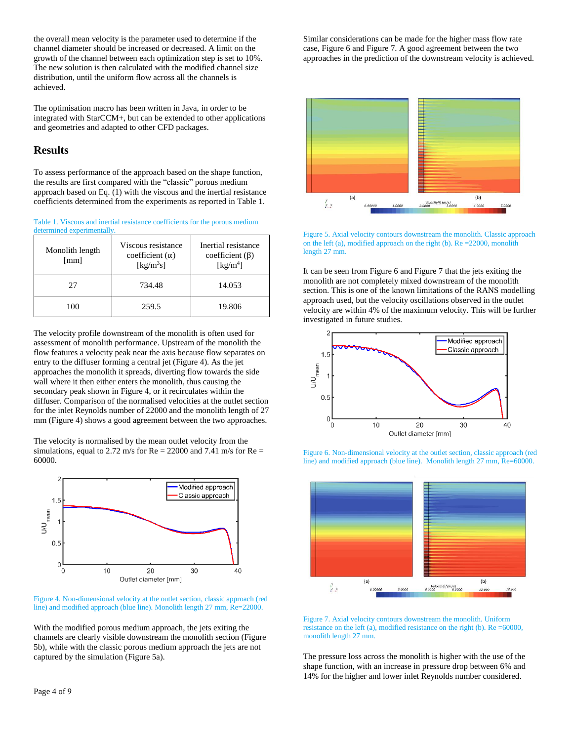the overall mean velocity is the parameter used to determine if the channel diameter should be increased or decreased. A limit on the growth of the channel between each optimization step is set to 10%. The new solution is then calculated with the modified channel size distribution, until the uniform flow across all the channels is achieved.

The optimisation macro has been written in Java, in order to be integrated with StarCCM+, but can be extended to other applications and geometries and adapted to other CFD packages.

## Results

To assess performance of the approach based on the shape function, the results are first compared with the "classic" porous medium approach based on Eq. (1) with the viscous and the inertial resistance coefficients determined from the experiments as reported in Table 1.

Table 1. Viscous and inertial resistance coefficients for the porous medium determined experimentally.

| Monolith length [mm] | Viscous resistance coefficient ($\alpha$) [kg/m$^3$s] | Inertial resistance coefficient ($\beta$) [kg/m$^4$] |
|---|---|---|
| 27 | 734.48 | 14.053 |
| 100 | 259.5 | 19.806 |

The velocity profile downstream of the monolith is often used for assessment of monolith performance. Upstream of the monolith the flow features a velocity peak near the axis because flow separates on entry to the diffuser forming a central jet (Figure 4). As the jet approaches the monolith it spreads, diverting flow towards the side wall where it then either enters the monolith, thus causing the secondary peak shown in Figure 4, or it recirculates within the diffuser. Comparison of the normalised velocities at the outlet section for the inlet Reynolds number of 22000 and the monolith length of 27 mm (Figure 4) shows a good agreement between the two approaches.

The velocity is normalised by the mean outlet velocity from the simulations, equal to 2.72 m/s for Re = 22000 and 7.41 m/s for Re = 60000.

Figure 4. Non-dimensional velocity at the outlet section, classic approach (red line) and modified approach (blue line). Monolith length 27 mm, Re=22000.

With the modified porous medium approach, the jets exiting the channels are clearly visible downstream the monolith section (Figure 5b), while with the classic porous medium approach the jets are not captured by the simulation (Figure 5a).

Similar considerations can be made for the higher mass flow rate case, Figure 6 and Figure 7. A good agreement between the two approaches in the prediction of the downstream velocity is achieved.

Figure 5. Axial velocity contours downstream the monolith. Classic approach on the left (a), modified approach on the right (b). Re =22000, monolith length 27 mm.

It can be seen from Figure 6 and Figure 7 that the jets exiting the monolith are not completely mixed downstream of the monolith section. This is one of the known limitations of the RANS modelling approach used, but the velocity oscillations observed in the outlet velocity are within 4% of the maximum velocity. This will be further investigated in future studies.

Figure 6. Non-dimensional velocity at the outlet section, classic approach (red line) and modified approach (blue line). Monolith length 27 mm, Re=60000.

Figure 7. Axial velocity contours downstream the monolith. Uniform resistance on the left (a), modified resistance on the right (b). Re =60000, monolith length 27 mm.

The pressure loss across the monolith is higher with the use of the shape function, with an increase in pressure drop between 6% and 14% for the higher and lower inlet Reynolds number considered.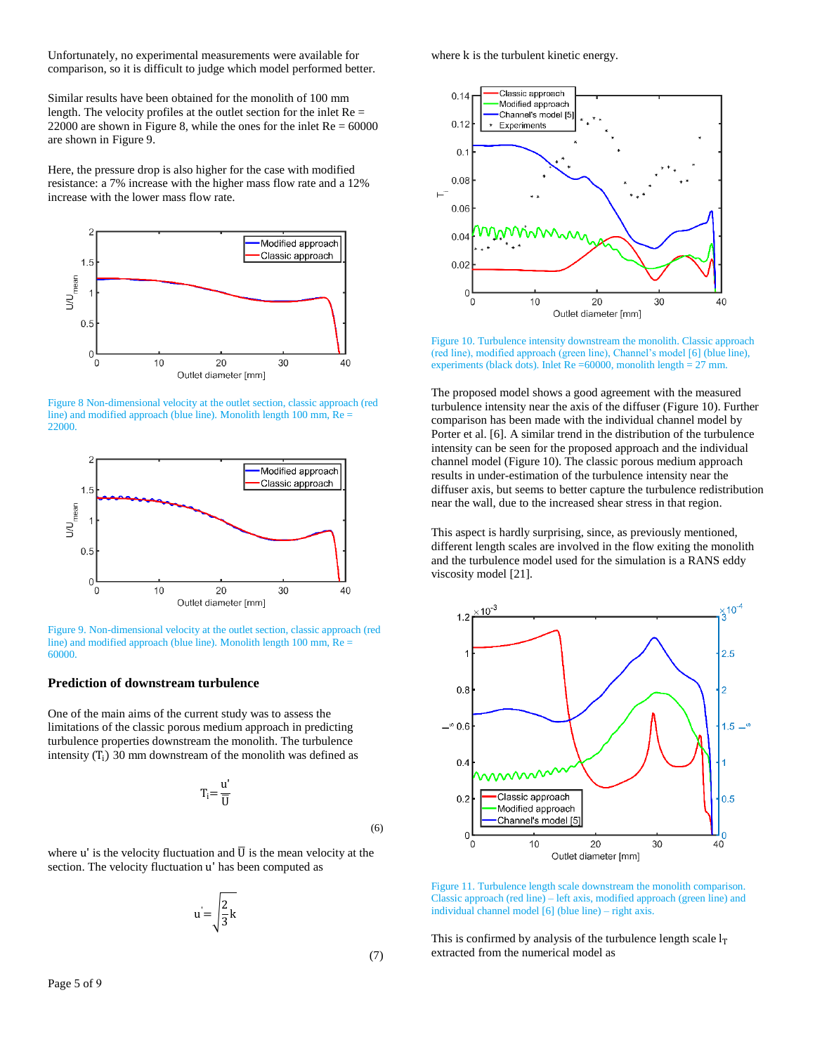Unfortunately, no experimental measurements were available for comparison, so it is difficult to judge which model performed better.

Similar results have been obtained for the monolith of 100 mm length. The velocity profiles at the outlet section for the inlet Re = 22000 are shown in Figure 8, while the ones for the inlet Re = 60000 are shown in Figure 9.

Here, the pressure drop is also higher for the case with modified resistance: a 7% increase with the higher mass flow rate and a 12% increase with the lower mass flow rate.

Figure 8 Non-dimensional velocity at the outlet section, classic approach (red line) and modified approach (blue line). Monolith length 100 mm, Re = 22000.

Figure 9. Non-dimensional velocity at the outlet section, classic approach (red line) and modified approach (blue line). Monolith length 100 mm, Re = 60000.

### Prediction of downstream turbulence

One of the main aims of the current study was to assess the limitations of the classic porous medium approach in predicting turbulence properties downstream the monolith. The turbulence intensity ($T_i$) 30 mm downstream of the monolith was defined as

$$T_i = \frac{u'}{\overline{U}} \tag{6}$$

where u' is the velocity fluctuation and $\overline{U}$ is the mean velocity at the section. The velocity fluctuation u' has been computed as

$$u' = \sqrt{\frac{2}{3}k} \tag{7}$$

where k is the turbulent kinetic energy.

Figure 10. Turbulence intensity downstream the monolith. Classic approach (red line), modified approach (green line), Channel's model [6] (blue line), experiments (black dots). Inlet Re =60000, monolith length = 27 mm.

The proposed model shows a good agreement with the measured turbulence intensity near the axis of the diffuser (Figure 10). Further comparison has been made with the individual channel model by Porter et al. [6]. A similar trend in the distribution of the turbulence intensity can be seen for the proposed approach and the individual channel model (Figure 10). The classic porous medium approach results in under-estimation of the turbulence intensity near the diffuser axis, but seems to better capture the turbulence redistribution near the wall, due to the increased shear stress in that region.

This aspect is hardly surprising, since, as previously mentioned, different length scales are involved in the flow exiting the monolith and the turbulence model used for the simulation is a RANS eddy viscosity model [21].

Figure 11. Turbulence length scale downstream the monolith comparison. Classic approach (red line) – left axis, modified approach (green line) and individual channel model [6] (blue line) – right axis.

This is confirmed by analysis of the turbulence length scale $l_T$ extracted from the numerical model as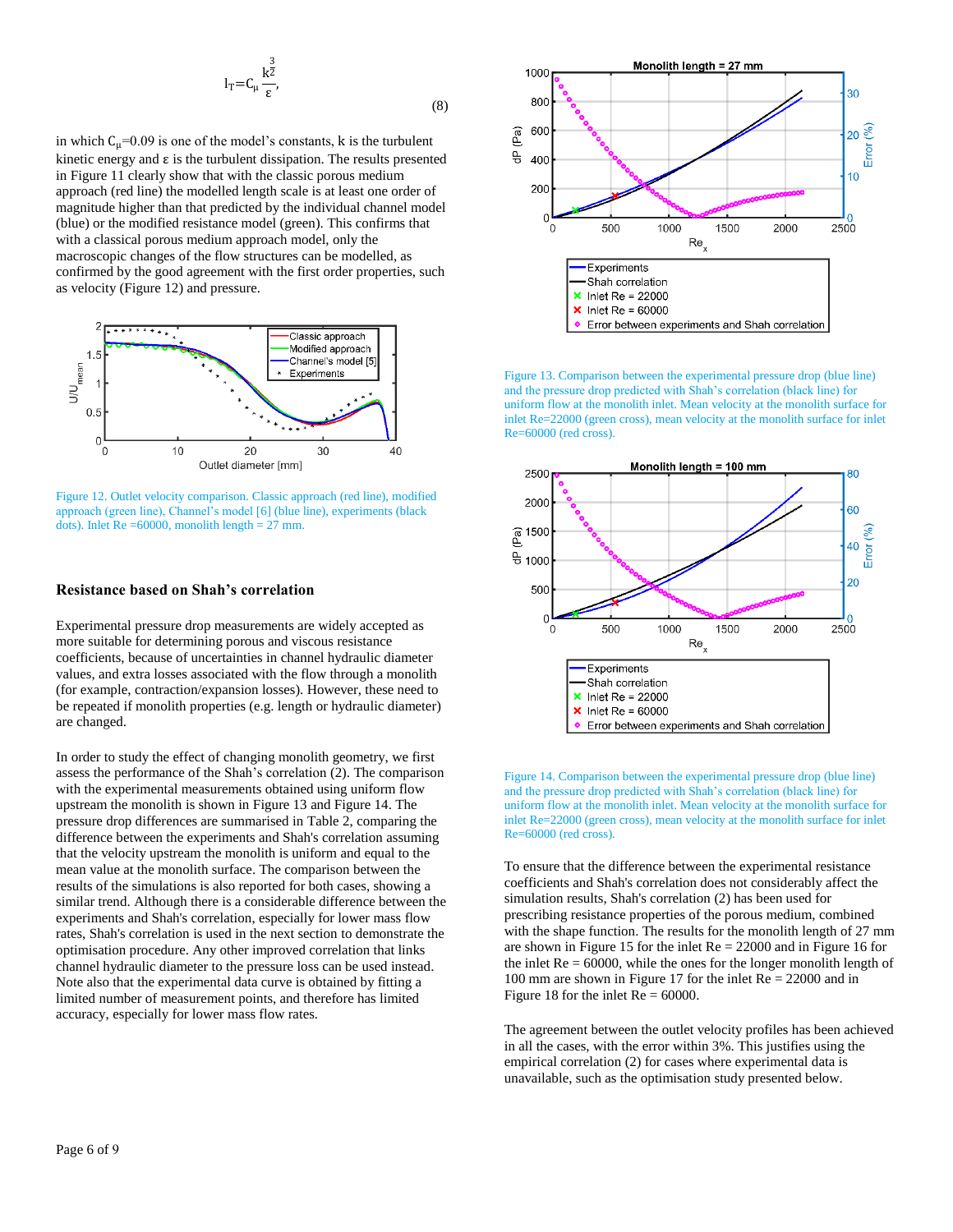$$l_T = C_\mu \frac{k^{\frac{3}{2}}}{\varepsilon}, \tag{8}$$

in which $C_\mu$=0.09 is one of the model's constants, k is the turbulent kinetic energy and ε is the turbulent dissipation. The results presented in Figure 11 clearly show that with the classic porous medium approach (red line) the modelled length scale is at least one order of magnitude higher than that predicted by the individual channel model (blue) or the modified resistance model (green). This confirms that with a classical porous medium approach model, only the macroscopic changes of the flow structures can be modelled, as confirmed by the good agreement with the first order properties, such as velocity (Figure 12) and pressure.

Figure 12. Outlet velocity comparison. Classic approach (red line), modified approach (green line), Channel's model [6] (blue line), experiments (black dots). Inlet Re =60000, monolith length = 27 mm.

## Resistance based on Shah's correlation

Experimental pressure drop measurements are widely accepted as more suitable for determining porous and viscous resistance coefficients, because of uncertainties in channel hydraulic diameter values, and extra losses associated with the flow through a monolith (for example, contraction/expansion losses). However, these need to be repeated if monolith properties (e.g. length or hydraulic diameter) are changed.

In order to study the effect of changing monolith geometry, we first assess the performance of the Shah's correlation (2). The comparison with the experimental measurements obtained using uniform flow upstream the monolith is shown in Figure 13 and Figure 14. The pressure drop differences are summarised in Table 2, comparing the difference between the experiments and Shah's correlation assuming that the velocity upstream the monolith is uniform and equal to the mean value at the monolith surface. The comparison between the results of the simulations is also reported for both cases, showing a similar trend. Although there is a considerable difference between the experiments and Shah's correlation, especially for lower mass flow rates, Shah's correlation is used in the next section to demonstrate the optimisation procedure. Any other improved correlation that links channel hydraulic diameter to the pressure loss can be used instead. Note also that the experimental data curve is obtained by fitting a limited number of measurement points, and therefore has limited accuracy, especially for lower mass flow rates.

Figure 13. Comparison between the experimental pressure drop (blue line) and the pressure drop predicted with Shah's correlation (black line) for uniform flow at the monolith inlet. Mean velocity at the monolith surface for inlet Re=22000 (green cross), mean velocity at the monolith surface for inlet Re=60000 (red cross).

Figure 14. Comparison between the experimental pressure drop (blue line) and the pressure drop predicted with Shah's correlation (black line) for uniform flow at the monolith inlet. Mean velocity at the monolith surface for inlet Re=22000 (green cross), mean velocity at the monolith surface for inlet Re=60000 (red cross).

To ensure that the difference between the experimental resistance coefficients and Shah's correlation does not considerably affect the simulation results, Shah's correlation (2) has been used for prescribing resistance properties of the porous medium, combined with the shape function. The results for the monolith length of 27 mm are shown in Figure 15 for the inlet Re = 22000 and in Figure 16 for the inlet Re = 60000, while the ones for the longer monolith length of 100 mm are shown in Figure 17 for the inlet Re = 22000 and in Figure 18 for the inlet Re = 60000.

The agreement between the outlet velocity profiles has been achieved in all the cases, with the error within 3%. This justifies using the empirical correlation (2) for cases where experimental data is unavailable, such as the optimisation study presented below.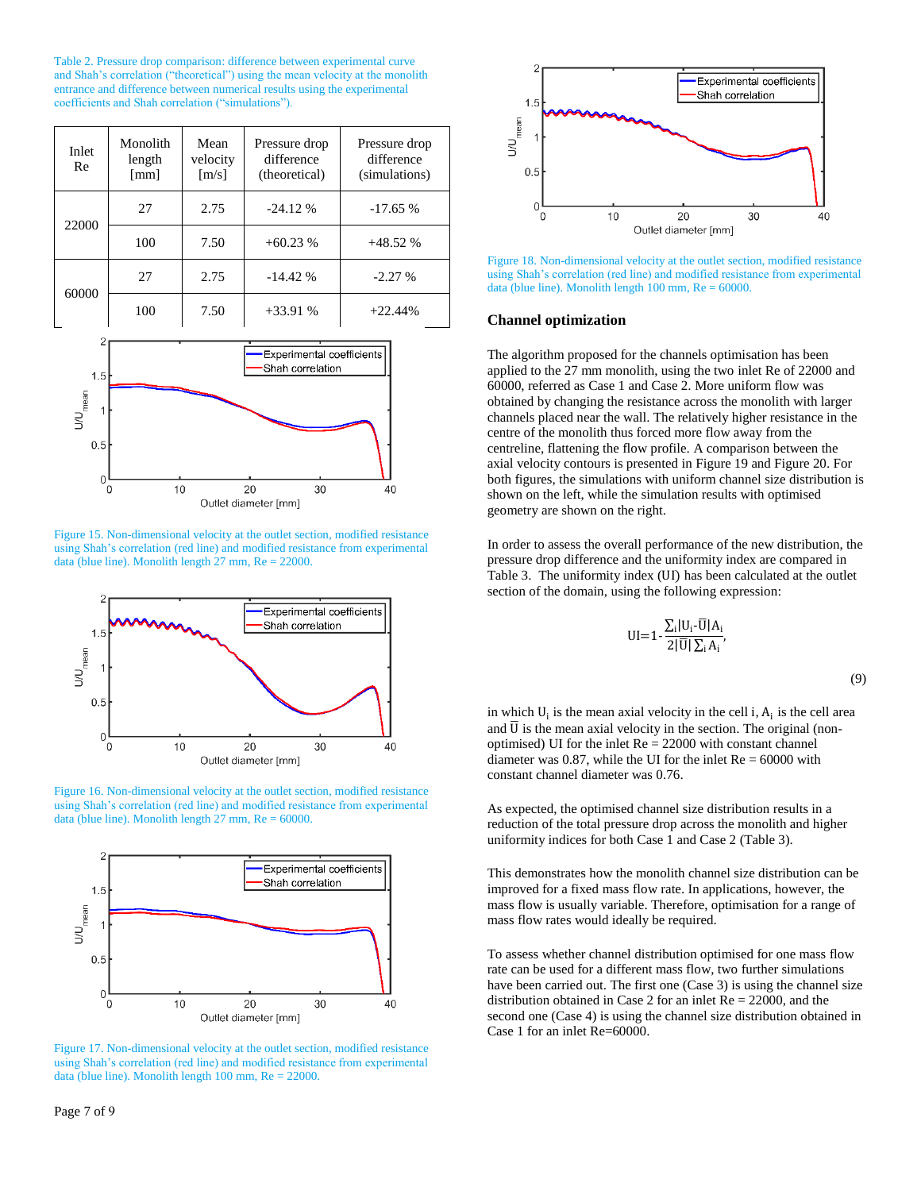Table 2. Pressure drop comparison: difference between experimental curve and Shah's correlation ("theoretical") using the mean velocity at the monolith entrance and difference between numerical results using the experimental coefficients and Shah correlation ("simulations").

| Inlet Re | Monolith length [mm] | Mean velocity [m/s] | Pressure drop difference (theoretical) | Pressure drop difference (simulations) |
|---|---|---|---|---|
| 22000 | 27 | 2.75 | -24.12 % | -17.65 % |
| | 100 | 7.50 | +60.23 % | +48.52 % |
| 60000 | 27 | 2.75 | -14.42 % | -2.27 % |
| | 100 | 7.50 | +33.91 % | +22.44% |

Figure 15. Non-dimensional velocity at the outlet section, modified resistance using Shah's correlation (red line) and modified resistance from experimental data (blue line). Monolith length 27 mm, Re = 22000.

Figure 16. Non-dimensional velocity at the outlet section, modified resistance using Shah's correlation (red line) and modified resistance from experimental data (blue line). Monolith length 27 mm, Re = 60000.

Figure 17. Non-dimensional velocity at the outlet section, modified resistance using Shah's correlation (red line) and modified resistance from experimental data (blue line). Monolith length 100 mm, Re = 22000.

Figure 18. Non-dimensional velocity at the outlet section, modified resistance using Shah's correlation (red line) and modified resistance from experimental data (blue line). Monolith length 100 mm, Re = 60000.

## Channel optimization

The algorithm proposed for the channels optimisation has been applied to the 27 mm monolith, using the two inlet Re of 22000 and 60000, referred as Case 1 and Case 2. More uniform flow was obtained by changing the resistance across the monolith with larger channels placed near the wall. The relatively higher resistance in the centre of the monolith thus forced more flow away from the centreline, flattening the flow profile. A comparison between the axial velocity contours is presented in Figure 19 and Figure 20. For both figures, the simulations with uniform channel size distribution is shown on the left, while the simulation results with optimised geometry are shown on the right.

In order to assess the overall performance of the new distribution, the pressure drop difference and the uniformity index are compared in Table 3. The uniformity index (UI) has been calculated at the outlet section of the domain, using the following expression:

$$UI=1-\frac{\sum_i |U_i-\bar{U}|A_i}{2|\bar{U}|\sum_i A_i}, \qquad (9)$$

in which $U_i$ is the mean axial velocity in the cell i, $A_i$ is the cell area and $\bar{U}$ is the mean axial velocity in the section. The original (non-optimised) UI for the inlet Re = 22000 with constant channel diameter was 0.87, while the UI for the inlet Re = 60000 with constant channel diameter was 0.76.

As expected, the optimised channel size distribution results in a reduction of the total pressure drop across the monolith and higher uniformity indices for both Case 1 and Case 2 (Table 3).

This demonstrates how the monolith channel size distribution can be improved for a fixed mass flow rate. In applications, however, the mass flow is usually variable. Therefore, optimisation for a range of mass flow rates would ideally be required.

To assess whether channel distribution optimised for one mass flow rate can be used for a different mass flow, two further simulations have been carried out. The first one (Case 3) is using the channel size distribution obtained in Case 2 for an inlet Re = 22000, and the second one (Case 4) is using the channel size distribution obtained in Case 1 for an inlet Re=60000.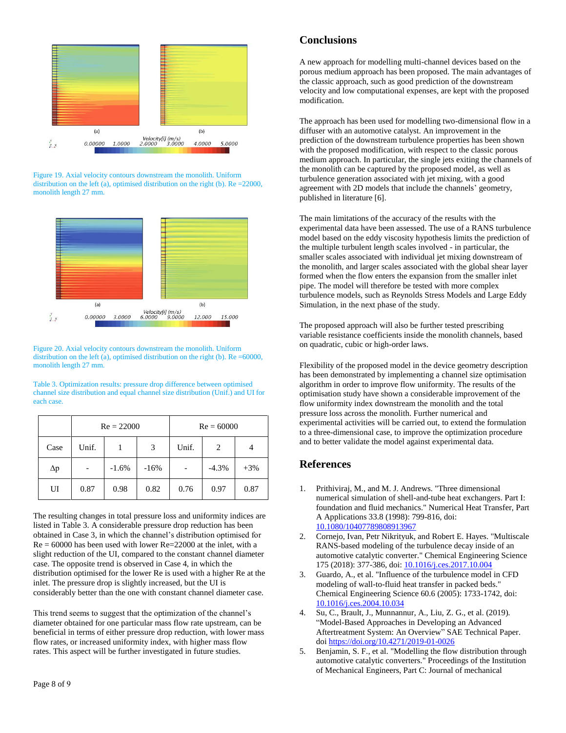Figure 19. Axial velocity contours downstream the monolith. Uniform distribution on the left (a), optimised distribution on the right (b). Re =22000, monolith length 27 mm.

Figure 20. Axial velocity contours downstream the monolith. Uniform distribution on the left (a), optimised distribution on the right (b). Re =60000, monolith length 27 mm.

Table 3. Optimization results: pressure drop difference between optimised channel size distribution and equal channel size distribution (Unif.) and UI for each case.

| | Re = 22000 | | | Re = 60000 | | |
|---|---|---|---|---|---|---|
| Case | Unif. | 1 | 3 | Unif. | 2 | 4 |
| Δp | - | -1.6% | -16% | - | -4.3% | +3% |
| UI | 0.87 | 0.98 | 0.82 | 0.76 | 0.97 | 0.87 |

The resulting changes in total pressure loss and uniformity indices are listed in Table 3. A considerable pressure drop reduction has been obtained in Case 3, in which the channel's distribution optimised for Re = 60000 has been used with lower Re=22000 at the inlet, with a slight reduction of the UI, compared to the constant channel diameter case. The opposite trend is observed in Case 4, in which the distribution optimised for the lower Re is used with a higher Re at the inlet. The pressure drop is slightly increased, but the UI is considerably better than the one with constant channel diameter case.

This trend seems to suggest that the optimization of the channel's diameter obtained for one particular mass flow rate upstream, can be beneficial in terms of either pressure drop reduction, with lower mass flow rates, or increased uniformity index, with higher mass flow rates. This aspect will be further investigated in future studies.

## Conclusions

A new approach for modelling multi-channel devices based on the porous medium approach has been proposed. The main advantages of the classic approach, such as good prediction of the downstream velocity and low computational expenses, are kept with the proposed modification.

The approach has been used for modelling two-dimensional flow in a diffuser with an automotive catalyst. An improvement in the prediction of the downstream turbulence properties has been shown with the proposed modification, with respect to the classic porous medium approach. In particular, the single jets exiting the channels of the monolith can be captured by the proposed model, as well as turbulence generation associated with jet mixing, with a good agreement with 2D models that include the channels' geometry, published in literature [6].

The main limitations of the accuracy of the results with the experimental data have been assessed. The use of a RANS turbulence model based on the eddy viscosity hypothesis limits the prediction of the multiple turbulent length scales involved - in particular, the smaller scales associated with individual jet mixing downstream of the monolith, and larger scales associated with the global shear layer formed when the flow enters the expansion from the smaller inlet pipe. The model will therefore be tested with more complex turbulence models, such as Reynolds Stress Models and Large Eddy Simulation, in the next phase of the study.

The proposed approach will also be further tested prescribing variable resistance coefficients inside the monolith channels, based on quadratic, cubic or high-order laws.

Flexibility of the proposed model in the device geometry description has been demonstrated by implementing a channel size optimisation algorithm in order to improve flow uniformity. The results of the optimisation study have shown a considerable improvement of the flow uniformity index downstream the monolith and the total pressure loss across the monolith. Further numerical and experimental activities will be carried out, to extend the formulation to a three-dimensional case, to improve the optimization procedure and to better validate the model against experimental data.

## References

1. Prithiviraj, M., and M. J. Andrews. "Three dimensional numerical simulation of shell-and-tube heat exchangers. Part I: foundation and fluid mechanics." Numerical Heat Transfer, Part A Applications 33.8 (1998): 799-816, doi: 10.1080/10407789808913967
2. Cornejo, Ivan, Petr Nikrityuk, and Robert E. Hayes. "Multiscale RANS-based modeling of the turbulence decay inside of an automotive catalytic converter." Chemical Engineering Science 175 (2018): 377-386, doi: 10.1016/j.ces.2017.10.004
3. Guardo, A., et al. "Influence of the turbulence model in CFD modeling of wall-to-fluid heat transfer in packed beds." Chemical Engineering Science 60.6 (2005): 1733-1742, doi: 10.1016/j.ces.2004.10.034
4. Su, C., Brault, J., Munnannur, A., Liu, Z. G., et al. (2019). "Model-Based Approaches in Developing an Advanced Aftertreatment System: An Overview" SAE Technical Paper. doi https://doi.org/10.4271/2019-01-0026
5. Benjamin, S. F., et al. "Modelling the flow distribution through automotive catalytic converters." Proceedings of the Institution of Mechanical Engineers, Part C: Journal of mechanical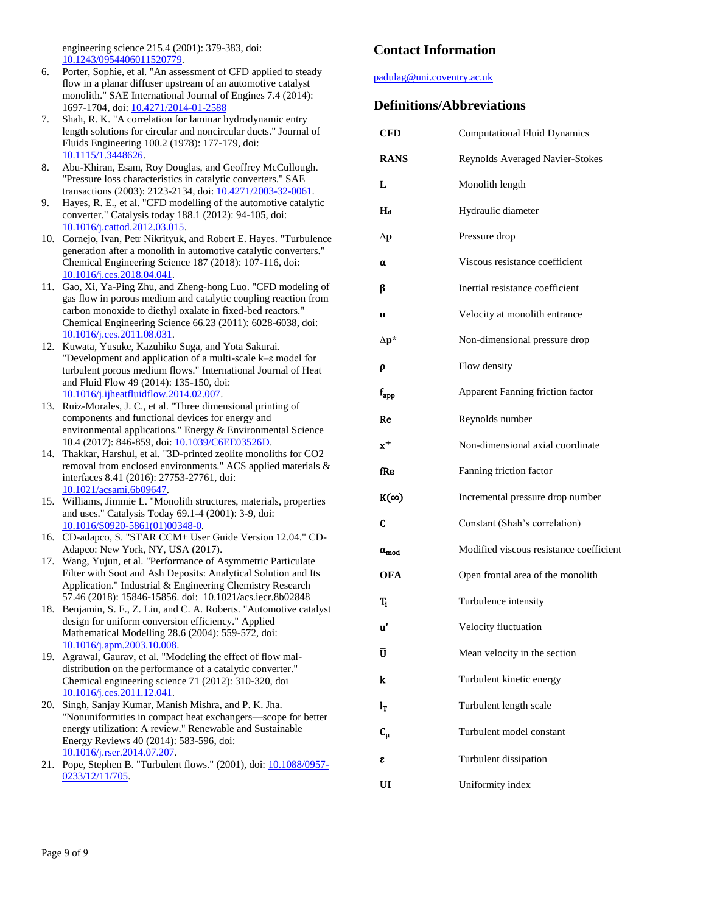engineering science 215.4 (2001): 379-383, doi: 10.1243/0954406011520779.

6. Porter, Sophie, et al. "An assessment of CFD applied to steady flow in a planar diffuser upstream of an automotive catalyst monolith." SAE International Journal of Engines 7.4 (2014): 1697-1704, doi: 10.4271/2014-01-2588
7. Shah, R. K. "A correlation for laminar hydrodynamic entry length solutions for circular and noncircular ducts." Journal of Fluids Engineering 100.2 (1978): 177-179, doi: 10.1115/1.3448626.
8. Abu-Khiran, Esam, Roy Douglas, and Geoffrey McCullough. "Pressure loss characteristics in catalytic converters." SAE transactions (2003): 2123-2134, doi: 10.4271/2003-32-0061.
9. Hayes, R. E., et al. "CFD modelling of the automotive catalytic converter." Catalysis today 188.1 (2012): 94-105, doi: 10.1016/j.cattod.2012.03.015.
10. Cornejo, Ivan, Petr Nikrityuk, and Robert E. Hayes. "Turbulence generation after a monolith in automotive catalytic converters." Chemical Engineering Science 187 (2018): 107-116, doi: 10.1016/j.ces.2018.04.041.
11. Gao, Xi, Ya-Ping Zhu, and Zheng-hong Luo. "CFD modeling of gas flow in porous medium and catalytic coupling reaction from carbon monoxide to diethyl oxalate in fixed-bed reactors." Chemical Engineering Science 66.23 (2011): 6028-6038, doi: 10.1016/j.ces.2011.08.031.
12. Kuwata, Yusuke, Kazuhiko Suga, and Yota Sakurai. "Development and application of a multi-scale k–ε model for turbulent porous medium flows." International Journal of Heat and Fluid Flow 49 (2014): 135-150, doi: 10.1016/j.ijheatfluidflow.2014.02.007.
13. Ruiz-Morales, J. C., et al. "Three dimensional printing of components and functional devices for energy and environmental applications." Energy & Environmental Science 10.4 (2017): 846-859, doi: 10.1039/C6EE03526D.
14. Thakkar, Harshul, et al. "3D-printed zeolite monoliths for CO2 removal from enclosed environments." ACS applied materials & interfaces 8.41 (2016): 27753-27761, doi: 10.1021/acsami.6b09647.
15. Williams, Jimmie L. "Monolith structures, materials, properties and uses." Catalysis Today 69.1-4 (2001): 3-9, doi: 10.1016/S0920-5861(01)00348-0.
16. CD-adapco, S. "STAR CCM+ User Guide Version 12.04." CD-Adapco: New York, NY, USA (2017).
17. Wang, Yujun, et al. "Performance of Asymmetric Particulate Filter with Soot and Ash Deposits: Analytical Solution and Its Application." Industrial & Engineering Chemistry Research 57.46 (2018): 15846-15856. doi: 10.1021/acs.iecr.8b02848
18. Benjamin, S. F., Z. Liu, and C. A. Roberts. "Automotive catalyst design for uniform conversion efficiency." Applied Mathematical Modelling 28.6 (2004): 559-572, doi: 10.1016/j.apm.2003.10.008.
19. Agrawal, Gaurav, et al. "Modeling the effect of flow mal-distribution on the performance of a catalytic converter." Chemical engineering science 71 (2012): 310-320, doi 10.1016/j.ces.2011.12.041.
20. Singh, Sanjay Kumar, Manish Mishra, and P. K. Jha. "Nonuniformities in compact heat exchangers—scope for better energy utilization: A review." Renewable and Sustainable Energy Reviews 40 (2014): 583-596, doi: 10.1016/j.rser.2014.07.207.
21. Pope, Stephen B. "Turbulent flows." (2001), doi: 10.1088/0957-0233/12/11/705.

## Contact Information

padulag@uni.coventry.ac.uk

## Definitions/Abbreviations

| | |
|---|---|
| **CFD** | Computational Fluid Dynamics |
| **RANS** | Reynolds Averaged Navier-Stokes |
| **L** | Monolith length |
| $H_d$ | Hydraulic diameter |
| $\Delta p$ | Pressure drop |
| $\alpha$ | Viscous resistance coefficient |
| $\beta$ | Inertial resistance coefficient |
| **u** | Velocity at monolith entrance |
| $\Delta p^*$ | Non-dimensional pressure drop |
| $\rho$ | Flow density |
| $f_{app}$ | Apparent Fanning friction factor |
| **Re** | Reynolds number |
| $x^+$ | Non-dimensional axial coordinate |
| **fRe** | Fanning friction factor |
| $K(\infty)$ | Incremental pressure drop number |
| $C$ | Constant (Shah's correlation) |
| $\alpha_{mod}$ | Modified viscous resistance coefficient |
| **OFA** | Open frontal area of the monolith |
| $T_i$ | Turbulence intensity |
| $u'$ | Velocity fluctuation |
| $\bar{U}$ | Mean velocity in the section |
| **k** | Turbulent kinetic energy |
| $l_T$ | Turbulent length scale |
| $C_\mu$ | Turbulent model constant |
| $\varepsilon$ | Turbulent dissipation |
| **UI** | Uniformity index |